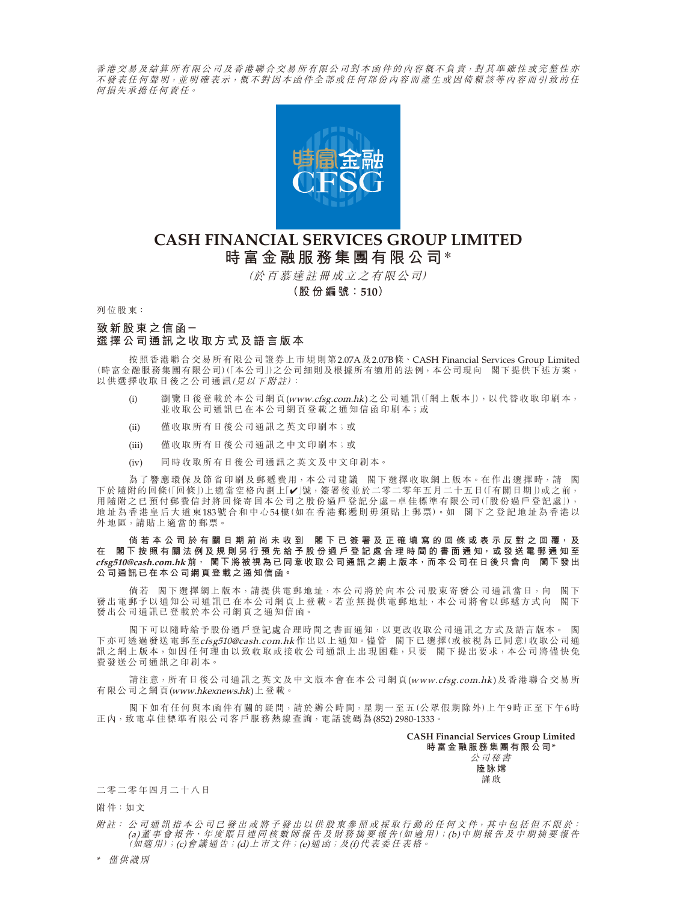*香港交易及結算所有限公司及香港聯合交易所有限公司對本函件的內容概不負責，對其準確性或完整性亦不發表任何聲明，並明確表示，概不對因本函件全部或任何部份內容而產生或因倚賴該等內容而引致的任何損失承擔任何責任。*

# CASH FINANCIAL SERVICES GROUP LIMITED
# 時富金融服務集團有限公司*

*(於百慕達註冊成立之有限公司)*

**(股份編號：510)**

列位股東：

**致新股東之信函－**
**選擇公司通訊之收取方式及語言版本**

按照香港聯合交易所有限公司證券上市規則第2.07A及2.07B條、CASH Financial Services Group Limited (時富金融服務集團有限公司)(「本公司」)之公司細則及根據所有適用的法例，本公司現向 閣下提供下述方案，以供選擇收取日後之公司通訊*(見以下附註)*：

(i) 瀏覽日後登載於本公司網頁(*www.cfsg.com.hk*)之公司通訊(「網上版本」)，以代替收取印刷本，並收取公司通訊已在本公司網頁登載之通知信函印刷本；或

(ii) 僅收取所有日後公司通訊之英文印刷本；或

(iii) 僅收取所有日後公司通訊之中文印刷本；或

(iv) 同時收取所有日後公司通訊之英文及中文印刷本。

為了響應環保及節省印刷及郵遞費用，本公司建議 閣下選擇收取網上版本。在作出選擇時，請 閣下於隨附的回條(「回條」)上適當空格內劃上「✔」號，簽署後並於二零二零年五月二十五日(「有關日期」)或之前，用隨附之已預付郵費信封將回條寄回本公司之股份過戶登記分處－卓佳標準有限公司(「股份過戶登記處」)，地址為香港皇后大道東183號合和中心54樓(如在香港郵遞則毋須貼上郵票)。如 閣下之登記地址為香港以外地區，請貼上適當的郵票。

**倘若本公司於有關日期前尚未收到 閣下已簽署及正確填寫的回條或表示反對之回覆，及在 閣下按照有關法例及規則另行預先給予股份過戶登記處合理時間的書面通知，或發送電郵通知至*cfsg510@cash.com.hk*前， 閣下將被視為已同意收取公司通訊之網上版本，而本公司在日後只會向 閣下發出公司通訊已在本公司網頁登載之通知信函。**

倘若 閣下選擇網上版本，請提供電郵地址，本公司將於向本公司股東寄發公司通訊當日，向 閣下發出電郵予以通知公司通訊已在本公司網頁上登載。若並無提供電郵地址，本公司將會以郵遞方式向 閣下發出公司通訊已登載於本公司網頁之通知信函。

閣下可以隨時給予股份過戶登記處合理時間之書面通知，以更改收取公司通訊之方式及語言版本。 閣下亦可透過發送電郵至*cfsg510@cash.com.hk*作出以上通知。儘管 閣下已選擇(或被視為已同意)收取公司通訊之網上版本，如因任何理由以致收取或接收公司通訊上出現困難，只要 閣下提出要求，本公司將儘快免費發送公司通訊之印刷本。

請注意，所有日後公司通訊之英文及中文版本會在本公司網頁(*www.cfsg.com.hk*)及香港聯合交易所有限公司之網頁(*www.hkexnews.hk*)上登載。

閣下如有任何與本函件有關的疑問，請於辦公時間，星期一至五(公眾假期除外)上午9時正至下午6時正內，致電卓佳標準有限公司客戶服務熱線查詢，電話號碼為(852) 2980-1333。

**CASH Financial Services Group Limited**
**時富金融服務集團有限公司***
*公司秘書*
**陸詠嫦**
謹啟

二零二零年四月二十八日

附件：如文

*附註： 公司通訊指本公司已發出或將予發出以供股東參照或採取行動的任何文件，其中包括但不限於：(a)董事會報告、年度賬目連同核數師報告及財務摘要報告(如適用)；(b)中期報告及中期摘要報告(如適用)；(c)會議通告；(d)上市文件；(e)通函；及(f)代表委任表格。*

\* *僅供識別*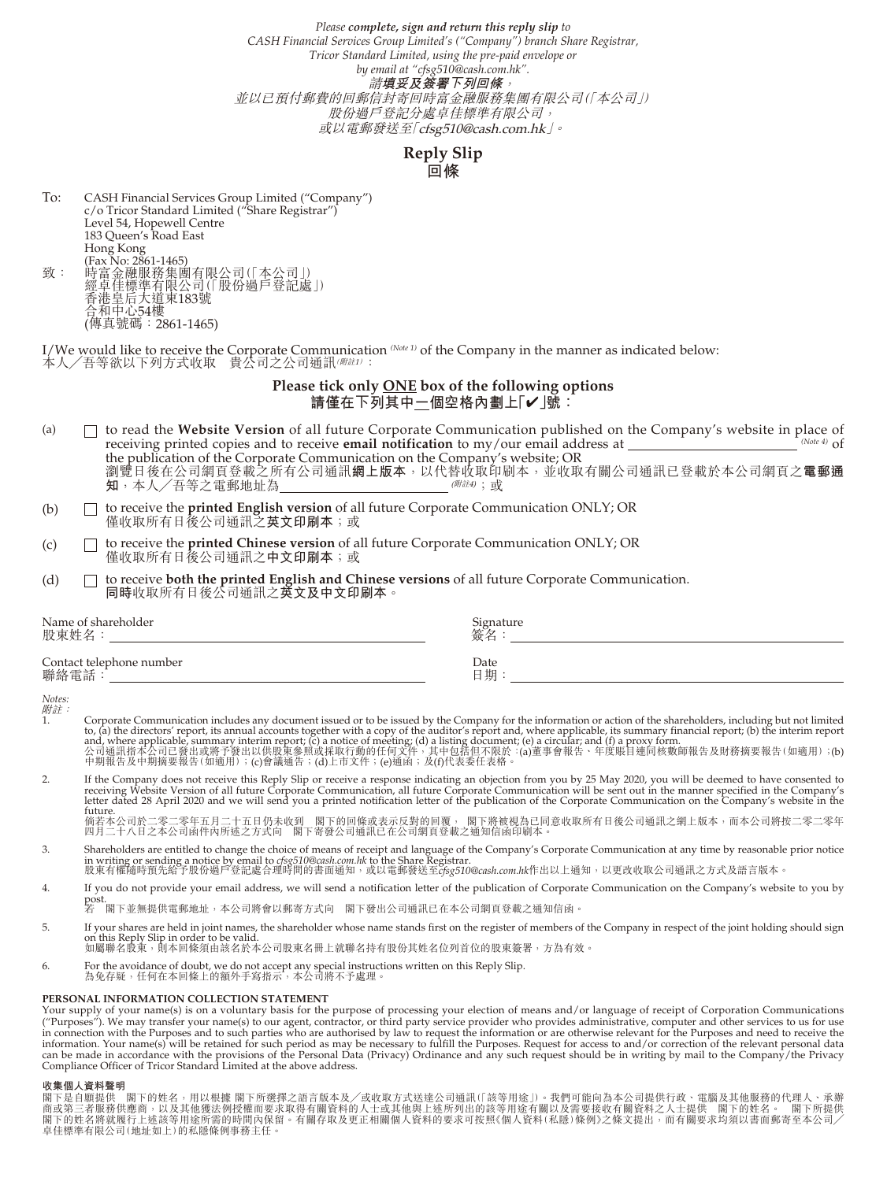*Please **complete, sign and return this reply slip** to CASH Financial Services Group Limited's ("Company") branch Share Registrar, Tricor Standard Limited, using the pre-paid envelope or by email at "cfsg510@cash.com.hk".*

***請填妥及簽署下列回條，***
*並以已預付郵費的回郵信封寄回時富金融服務集團有限公司(「本公司」)股份過戶登記分處卓佳標準有限公司，或以電郵發送至「cfsg510@cash.com.hk」。*

# Reply Slip
# 回條

To: CASH Financial Services Group Limited ("Company")
c/o Tricor Standard Limited ("Share Registrar")
Level 54, Hopewell Centre
183 Queen's Road East
Hong Kong
(Fax No: 2861-1465)

致： 時富金融服務集團有限公司(「本公司」)
經卓佳標準有限公司(「股份過戶登記處」)
香港皇后大道東183號
合和中心54樓
(傳真號碼：2861-1465)

I/We would like to receive the Corporate Communication *(Note 1)* of the Company in the manner as indicated below:
本人╱吾等欲以下列方式收取 貴公司之公司通訊*(附註1)*：

**Please tick only ONE box of the following options**
**請僅在下列其中一個空格內劃上「✔」號：**

(a) ☐ to read the **Website Version** of all future Corporate Communication published on the Company's website in place of receiving printed copies and to receive **email notification** to my/our email address at ________________ *(Note 4)* of the publication of the Corporate Communication on the Company's website; OR
瀏覽日後在公司網頁登載之所有公司通訊**網上版本**，以代替收取印刷本，並收取有關公司通訊已登載於本公司網頁之**電郵通知**，本人╱吾等之電郵地址為________________ *(附註4)*；或

(b) ☐ to receive the **printed English version** of all future Corporate Communication ONLY; OR
僅收取所有日後公司通訊之**英文印刷本**；或

(c) ☐ to receive the **printed Chinese version** of all future Corporate Communication ONLY; OR
僅收取所有日後公司通訊之**中文印刷本**；或

(d) ☐ to receive **both the printed English and Chinese versions** of all future Corporate Communication.
**同時**收取所有日後公司通訊之**英文及中文印刷本**。

Name of shareholder
股東姓名：________________

Signature
簽名：________________

Contact telephone number
聯絡電話：________________

Date
日期：________________

*Notes:*
*附註：*

1. Corporate Communication includes any document issued or to be issued by the Company for the information or action of the shareholders, including but not limited to, (a) the directors' report, its annual accounts together with a copy of the auditor's report and, where applicable, its summary financial report; (b) the interim report and, where applicable, summary interim report; (c) a notice of meeting; (d) a listing document; (e) a circular; and (f) a proxy form.
公司通訊指本公司已發出或將予發出以供股東參照或採取行動的任何文件，其中包括但不限於：(a)董事會報告、年度賬目連同核數師報告及財務摘要報告(如適用)；(b)中期報告及中期摘要報告(如適用)；(c)會議通告；(d)上市文件；(e)通函；及(f)代表委任表格。

2. If the Company does not receive this Reply Slip or receive a response indicating an objection from you by 25 May 2020, you will be deemed to have consented to receiving Website Version of all future Corporate Communication, all future Corporate Communication will be sent out in the manner specified in the Company's letter dated 28 April 2020 and we will send you a printed notification letter of the publication of the Corporate Communication on the Company's website in the future.
倘若本公司於二零二零年五月二十五日仍未收到 閣下的回條或表示反對的回覆， 閣下將被視為已同意收取所有日後公司通訊之網上版本，而本公司將按二零二零年四月二十八日之本公司函件內所述之方式向 閣下寄發公司通訊已在公司網頁登載之通知信函印刷本。

3. Shareholders are entitled to change the choice of means of receipt and language of the Company's Corporate Communication at any time by reasonable prior notice in writing or sending a notice by email to *cfsg510@cash.com.hk* to the Share Registrar.
股東有權隨時預先給予股份過戶登記處合理時間的書面通知，或以電郵發送至*cfsg510@cash.com.hk*作出以上通知，以更改收取公司通訊之方式及語言版本。

4. If you do not provide your email address, we will send a notification letter of the publication of Corporate Communication on the Company's website to you by post.
若 閣下並無提供電郵地址，本公司將會以郵寄方式向 閣下發出公司通訊已在本公司網頁登載之通知信函。

5. If your shares are held in joint names, the shareholder whose name stands first on the register of members of the Company in respect of the joint holding should sign on this Reply Slip in order to be valid.
如屬聯名股東，則本回條須由該名於本公司股東名冊上就聯名持有股份其姓名位列首位的股東簽署，方為有效。

6. For the avoidance of doubt, we do not accept any special instructions written on this Reply Slip.
為免存疑，任何在本回條上的額外手寫指示，本公司將不予處理。

**PERSONAL INFORMATION COLLECTION STATEMENT**

Your supply of your name(s) is on a voluntary basis for the purpose of processing your election of means and/or language of receipt of Corporation Communications ("Purposes"). We may transfer your name(s) to our agent, contractor, or third party service provider who provides administrative, computer and other services to us for use in connection with the Purposes and to such parties who are authorised by law to request the information or are otherwise relevant for the Purposes and need to receive the information. Your name(s) will be retained for such period as may be necessary to fulfill the Purposes. Request for access to and/or correction of the relevant personal data can be made in accordance with the provisions of the Personal Data (Privacy) Ordinance and any such request should be in writing by mail to the Company/the Privacy Compliance Officer of Tricor Standard Limited at the above address.

**收集個人資料聲明**

閣下是自願提供 閣下的姓名，用以根據 閣下所選擇之語言版本及╱或收取方式送達公司通訊(「該等用途」)。我們可能向為本公司提供行政、電腦及其他服務的代理人、承辦商或第三者服務供應商，以及其他獲法例授權可要求取得有關資料的人士或其他與上述所列出的該等用途有關以及需要接收有關資料之人士提供 閣下的姓名。 閣下所提供閣下的姓名將就履行上述該等用途所需的時間內保留。有關存取及更正相關個人資料的要求可按照《個人資料(私隱)條例》之條文提出，而有關要求均須以書面郵寄至本公司╱卓佳標準有限公司(地址如上)的私隱條例事務主任。